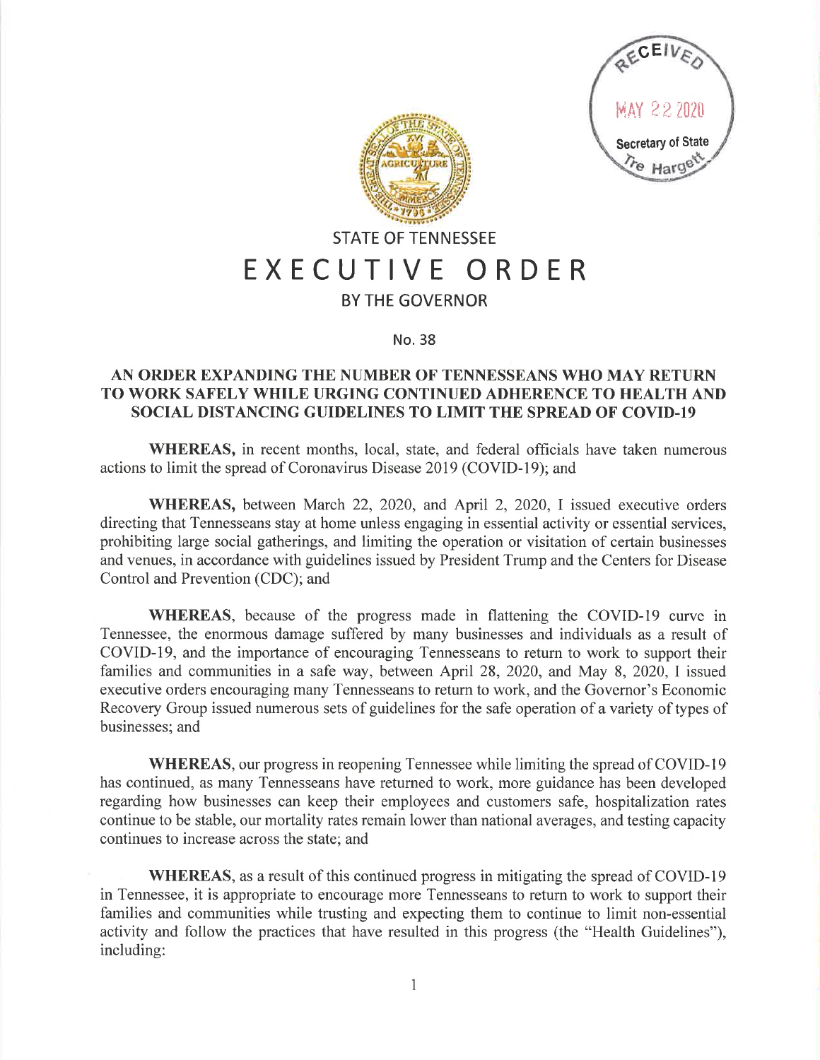RECEIVED
MAY 22 2020
Secretary of State
Tre Hargett

# STATE OF TENNESSEE
# EXECUTIVE ORDER
## BY THE GOVERNOR

No. 38

### AN ORDER EXPANDING THE NUMBER OF TENNESSEANS WHO MAY RETURN TO WORK SAFELY WHILE URGING CONTINUED ADHERENCE TO HEALTH AND SOCIAL DISTANCING GUIDELINES TO LIMIT THE SPREAD OF COVID-19

**WHEREAS,** in recent months, local, state, and federal officials have taken numerous actions to limit the spread of Coronavirus Disease 2019 (COVID-19); and

**WHEREAS,** between March 22, 2020, and April 2, 2020, I issued executive orders directing that Tennesseans stay at home unless engaging in essential activity or essential services, prohibiting large social gatherings, and limiting the operation or visitation of certain businesses and venues, in accordance with guidelines issued by President Trump and the Centers for Disease Control and Prevention (CDC); and

**WHEREAS**, because of the progress made in flattening the COVID-19 curve in Tennessee, the enormous damage suffered by many businesses and individuals as a result of COVID-19, and the importance of encouraging Tennesseans to return to work to support their families and communities in a safe way, between April 28, 2020, and May 8, 2020, I issued executive orders encouraging many Tennesseans to return to work, and the Governor's Economic Recovery Group issued numerous sets of guidelines for the safe operation of a variety of types of businesses; and

**WHEREAS**, our progress in reopening Tennessee while limiting the spread of COVID-19 has continued, as many Tennesseans have returned to work, more guidance has been developed regarding how businesses can keep their employees and customers safe, hospitalization rates continue to be stable, our mortality rates remain lower than national averages, and testing capacity continues to increase across the state; and

**WHEREAS**, as a result of this continued progress in mitigating the spread of COVID-19 in Tennessee, it is appropriate to encourage more Tennesseans to return to work to support their families and communities while trusting and expecting them to continue to limit non-essential activity and follow the practices that have resulted in this progress (the "Health Guidelines"), including: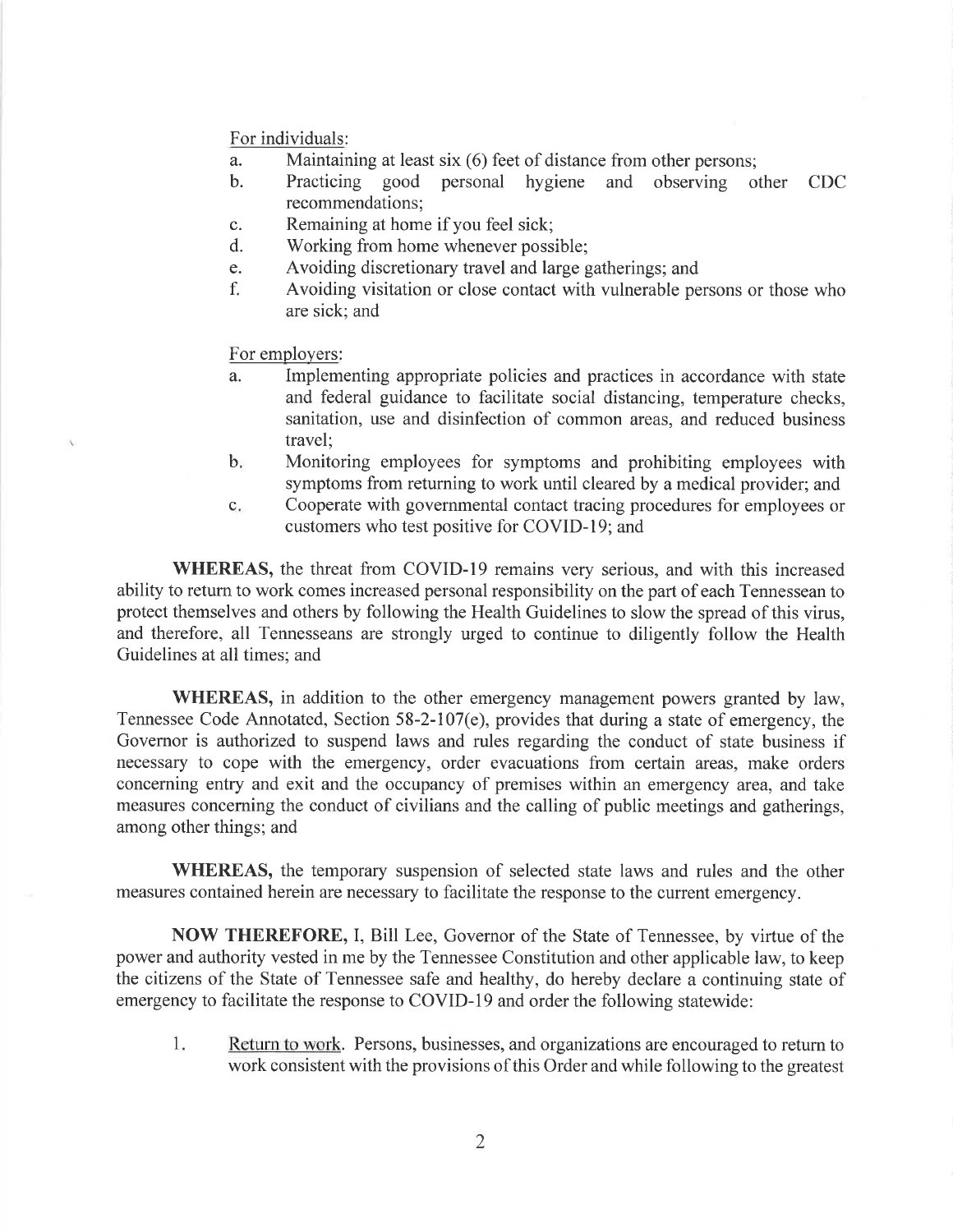For individuals:

a. Maintaining at least six (6) feet of distance from other persons;
b. Practicing good personal hygiene and observing other CDC recommendations;
c. Remaining at home if you feel sick;
d. Working from home whenever possible;
e. Avoiding discretionary travel and large gatherings; and
f. Avoiding visitation or close contact with vulnerable persons or those who are sick; and

For employers:

a. Implementing appropriate policies and practices in accordance with state and federal guidance to facilitate social distancing, temperature checks, sanitation, use and disinfection of common areas, and reduced business travel;
b. Monitoring employees for symptoms and prohibiting employees with symptoms from returning to work until cleared by a medical provider; and
c. Cooperate with governmental contact tracing procedures for employees or customers who test positive for COVID-19; and

**WHEREAS,** the threat from COVID-19 remains very serious, and with this increased ability to return to work comes increased personal responsibility on the part of each Tennessean to protect themselves and others by following the Health Guidelines to slow the spread of this virus, and therefore, all Tennesseans are strongly urged to continue to diligently follow the Health Guidelines at all times; and

**WHEREAS,** in addition to the other emergency management powers granted by law, Tennessee Code Annotated, Section 58-2-107(e), provides that during a state of emergency, the Governor is authorized to suspend laws and rules regarding the conduct of state business if necessary to cope with the emergency, order evacuations from certain areas, make orders concerning entry and exit and the occupancy of premises within an emergency area, and take measures concerning the conduct of civilians and the calling of public meetings and gatherings, among other things; and

**WHEREAS,** the temporary suspension of selected state laws and rules and the other measures contained herein are necessary to facilitate the response to the current emergency.

**NOW THEREFORE,** I, Bill Lee, Governor of the State of Tennessee, by virtue of the power and authority vested in me by the Tennessee Constitution and other applicable law, to keep the citizens of the State of Tennessee safe and healthy, do hereby declare a continuing state of emergency to facilitate the response to COVID-19 and order the following statewide:

1. Return to work. Persons, businesses, and organizations are encouraged to return to work consistent with the provisions of this Order and while following to the greatest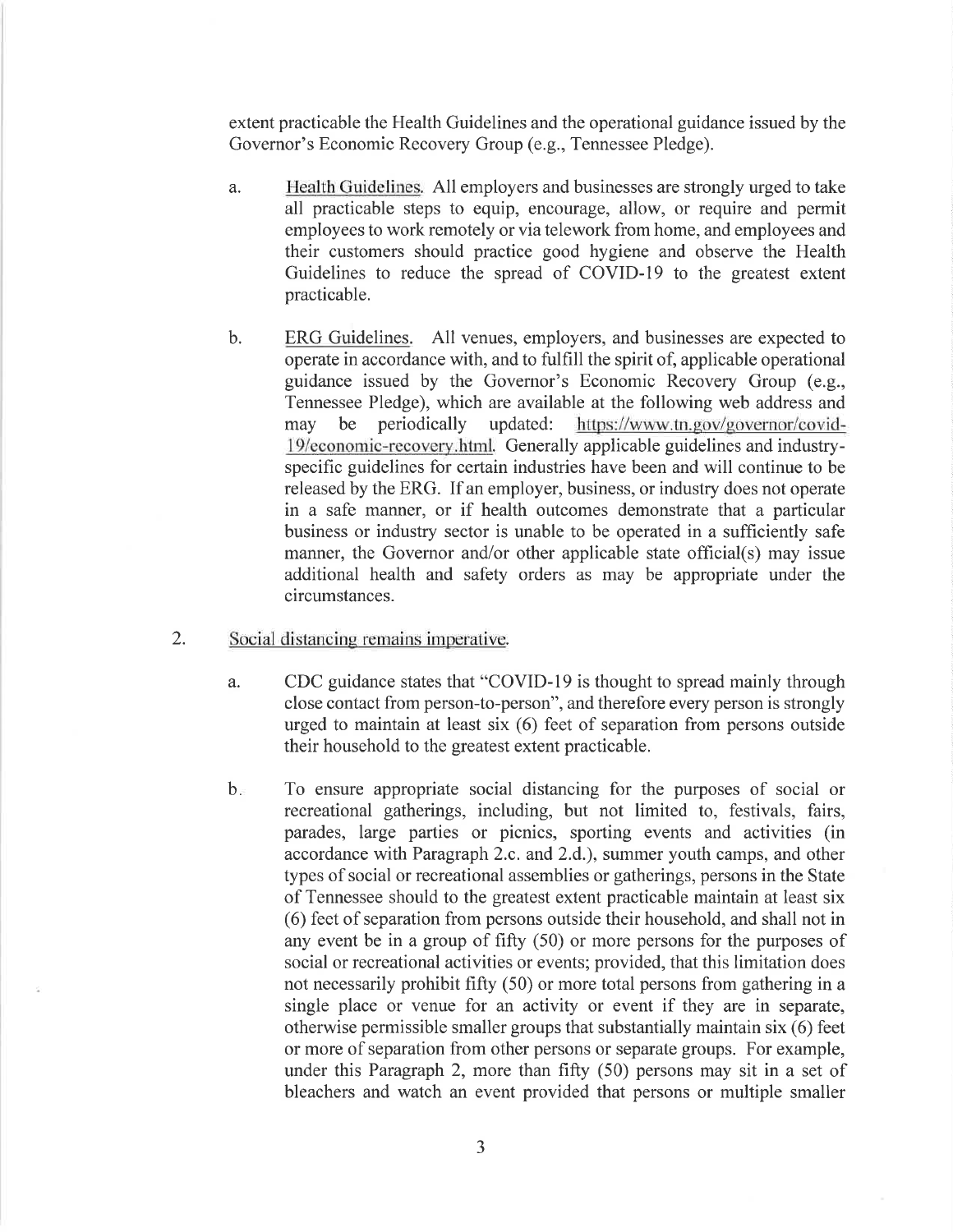extent practicable the Health Guidelines and the operational guidance issued by the Governor's Economic Recovery Group (e.g., Tennessee Pledge).

a. Health Guidelines. All employers and businesses are strongly urged to take all practicable steps to equip, encourage, allow, or require and permit employees to work remotely or via telework from home, and employees and their customers should practice good hygiene and observe the Health Guidelines to reduce the spread of COVID-19 to the greatest extent practicable.

b. ERG Guidelines. All venues, employers, and businesses are expected to operate in accordance with, and to fulfill the spirit of, applicable operational guidance issued by the Governor's Economic Recovery Group (e.g., Tennessee Pledge), which are available at the following web address and may be periodically updated: https://www.tn.gov/governor/covid-19/economic-recovery.html. Generally applicable guidelines and industry-specific guidelines for certain industries have been and will continue to be released by the ERG. If an employer, business, or industry does not operate in a safe manner, or if health outcomes demonstrate that a particular business or industry sector is unable to be operated in a sufficiently safe manner, the Governor and/or other applicable state official(s) may issue additional health and safety orders as may be appropriate under the circumstances.

2. Social distancing remains imperative.

a. CDC guidance states that "COVID-19 is thought to spread mainly through close contact from person-to-person", and therefore every person is strongly urged to maintain at least six (6) feet of separation from persons outside their household to the greatest extent practicable.

b. To ensure appropriate social distancing for the purposes of social or recreational gatherings, including, but not limited to, festivals, fairs, parades, large parties or picnics, sporting events and activities (in accordance with Paragraph 2.c. and 2.d.), summer youth camps, and other types of social or recreational assemblies or gatherings, persons in the State of Tennessee should to the greatest extent practicable maintain at least six (6) feet of separation from persons outside their household, and shall not in any event be in a group of fifty (50) or more persons for the purposes of social or recreational activities or events; provided, that this limitation does not necessarily prohibit fifty (50) or more total persons from gathering in a single place or venue for an activity or event if they are in separate, otherwise permissible smaller groups that substantially maintain six (6) feet or more of separation from other persons or separate groups. For example, under this Paragraph 2, more than fifty (50) persons may sit in a set of bleachers and watch an event provided that persons or multiple smaller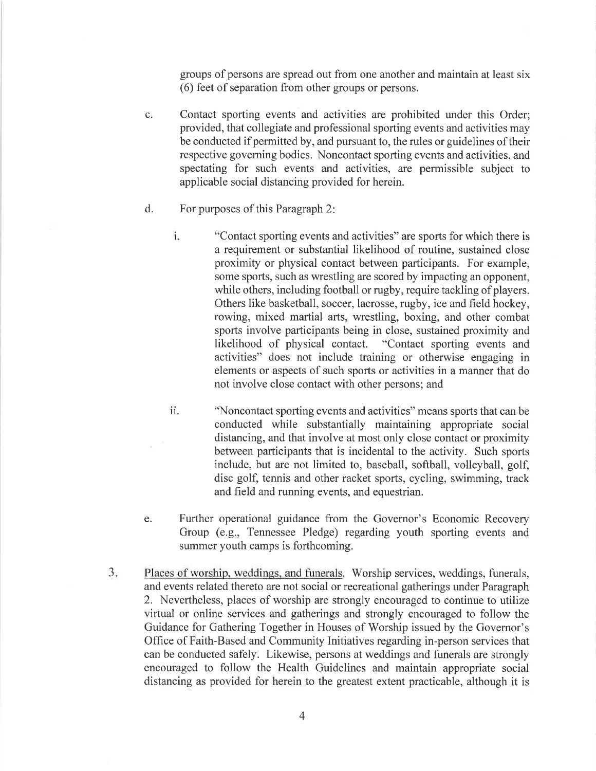groups of persons are spread out from one another and maintain at least six (6) feet of separation from other groups or persons.

c. Contact sporting events and activities are prohibited under this Order; provided, that collegiate and professional sporting events and activities may be conducted if permitted by, and pursuant to, the rules or guidelines of their respective governing bodies. Noncontact sporting events and activities, and spectating for such events and activities, are permissible subject to applicable social distancing provided for herein.

d. For purposes of this Paragraph 2:

   i. "Contact sporting events and activities" are sports for which there is a requirement or substantial likelihood of routine, sustained close proximity or physical contact between participants. For example, some sports, such as wrestling are scored by impacting an opponent, while others, including football or rugby, require tackling of players. Others like basketball, soccer, lacrosse, rugby, ice and field hockey, rowing, mixed martial arts, wrestling, boxing, and other combat sports involve participants being in close, sustained proximity and likelihood of physical contact. "Contact sporting events and activities" does not include training or otherwise engaging in elements or aspects of such sports or activities in a manner that do not involve close contact with other persons; and

   ii. "Noncontact sporting events and activities" means sports that can be conducted while substantially maintaining appropriate social distancing, and that involve at most only close contact or proximity between participants that is incidental to the activity. Such sports include, but are not limited to, baseball, softball, volleyball, golf, disc golf, tennis and other racket sports, cycling, swimming, track and field and running events, and equestrian.

e. Further operational guidance from the Governor's Economic Recovery Group (e.g., Tennessee Pledge) regarding youth sporting events and summer youth camps is forthcoming.

3. Places of worship, weddings, and funerals. Worship services, weddings, funerals, and events related thereto are not social or recreational gatherings under Paragraph 2. Nevertheless, places of worship are strongly encouraged to continue to utilize virtual or online services and gatherings and strongly encouraged to follow the Guidance for Gathering Together in Houses of Worship issued by the Governor's Office of Faith-Based and Community Initiatives regarding in-person services that can be conducted safely. Likewise, persons at weddings and funerals are strongly encouraged to follow the Health Guidelines and maintain appropriate social distancing as provided for herein to the greatest extent practicable, although it is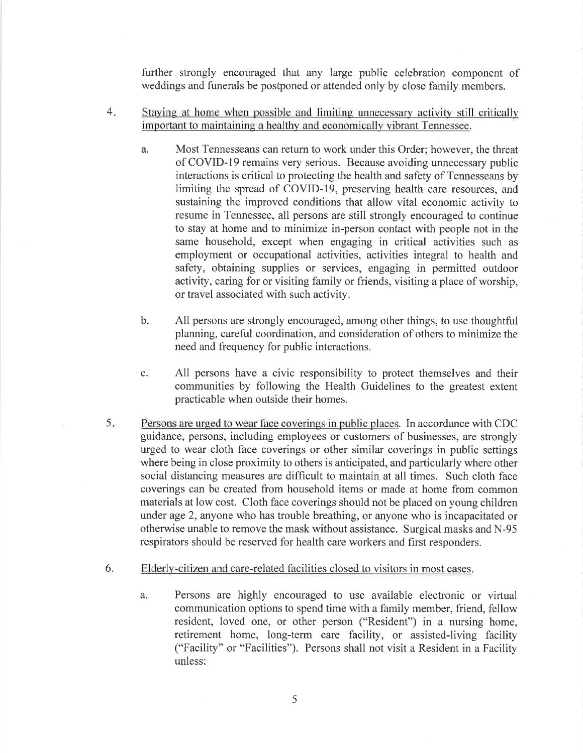further strongly encouraged that any large public celebration component of weddings and funerals be postponed or attended only by close family members.

4. Staying at home when possible and limiting unnecessary activity still critically important to maintaining a healthy and economically vibrant Tennessee.

   a. Most Tennesseans can return to work under this Order; however, the threat of COVID-19 remains very serious. Because avoiding unnecessary public interactions is critical to protecting the health and safety of Tennesseans by limiting the spread of COVID-19, preserving health care resources, and sustaining the improved conditions that allow vital economic activity to resume in Tennessee, all persons are still strongly encouraged to continue to stay at home and to minimize in-person contact with people not in the same household, except when engaging in critical activities such as employment or occupational activities, activities integral to health and safety, obtaining supplies or services, engaging in permitted outdoor activity, caring for or visiting family or friends, visiting a place of worship, or travel associated with such activity.

   b. All persons are strongly encouraged, among other things, to use thoughtful planning, careful coordination, and consideration of others to minimize the need and frequency for public interactions.

   c. All persons have a civic responsibility to protect themselves and their communities by following the Health Guidelines to the greatest extent practicable when outside their homes.

5. Persons are urged to wear face coverings in public places. In accordance with CDC guidance, persons, including employees or customers of businesses, are strongly urged to wear cloth face coverings or other similar coverings in public settings where being in close proximity to others is anticipated, and particularly where other social distancing measures are difficult to maintain at all times. Such cloth face coverings can be created from household items or made at home from common materials at low cost. Cloth face coverings should not be placed on young children under age 2, anyone who has trouble breathing, or anyone who is incapacitated or otherwise unable to remove the mask without assistance. Surgical masks and N-95 respirators should be reserved for health care workers and first responders.

6. Elderly-citizen and care-related facilities closed to visitors in most cases.

   a. Persons are highly encouraged to use available electronic or virtual communication options to spend time with a family member, friend, fellow resident, loved one, or other person ("Resident") in a nursing home, retirement home, long-term care facility, or assisted-living facility ("Facility" or "Facilities"). Persons shall not visit a Resident in a Facility unless: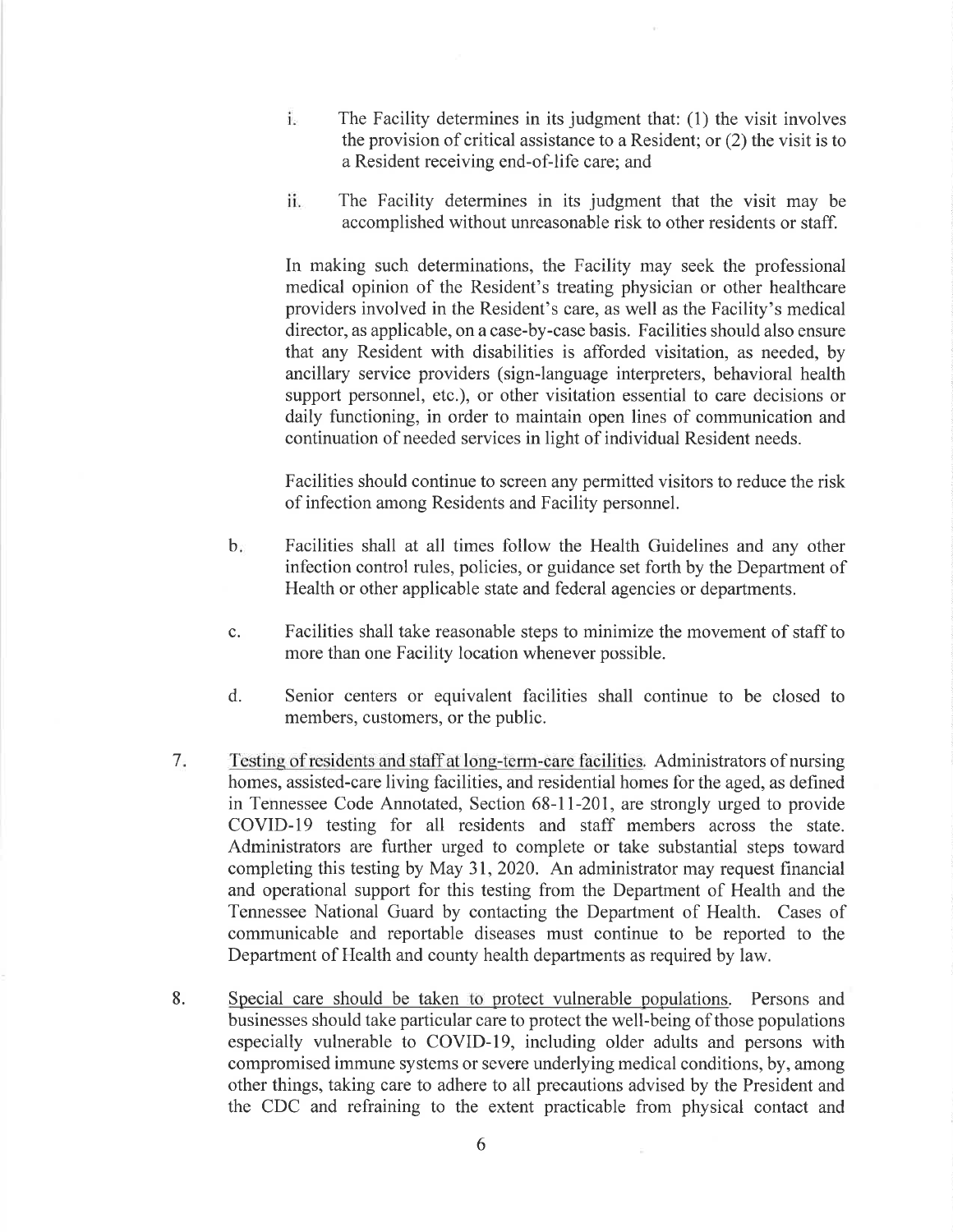i. The Facility determines in its judgment that: (1) the visit involves the provision of critical assistance to a Resident; or (2) the visit is to a Resident receiving end-of-life care; and

ii. The Facility determines in its judgment that the visit may be accomplished without unreasonable risk to other residents or staff.

In making such determinations, the Facility may seek the professional medical opinion of the Resident's treating physician or other healthcare providers involved in the Resident's care, as well as the Facility's medical director, as applicable, on a case-by-case basis. Facilities should also ensure that any Resident with disabilities is afforded visitation, as needed, by ancillary service providers (sign-language interpreters, behavioral health support personnel, etc.), or other visitation essential to care decisions or daily functioning, in order to maintain open lines of communication and continuation of needed services in light of individual Resident needs.

Facilities should continue to screen any permitted visitors to reduce the risk of infection among Residents and Facility personnel.

b. Facilities shall at all times follow the Health Guidelines and any other infection control rules, policies, or guidance set forth by the Department of Health or other applicable state and federal agencies or departments.

c. Facilities shall take reasonable steps to minimize the movement of staff to more than one Facility location whenever possible.

d. Senior centers or equivalent facilities shall continue to be closed to members, customers, or the public.

7. Testing of residents and staff at long-term-care facilities. Administrators of nursing homes, assisted-care living facilities, and residential homes for the aged, as defined in Tennessee Code Annotated, Section 68-11-201, are strongly urged to provide COVID-19 testing for all residents and staff members across the state. Administrators are further urged to complete or take substantial steps toward completing this testing by May 31, 2020. An administrator may request financial and operational support for this testing from the Department of Health and the Tennessee National Guard by contacting the Department of Health. Cases of communicable and reportable diseases must continue to be reported to the Department of Health and county health departments as required by law.

8. Special care should be taken to protect vulnerable populations. Persons and businesses should take particular care to protect the well-being of those populations especially vulnerable to COVID-19, including older adults and persons with compromised immune systems or severe underlying medical conditions, by, among other things, taking care to adhere to all precautions advised by the President and the CDC and refraining to the extent practicable from physical contact and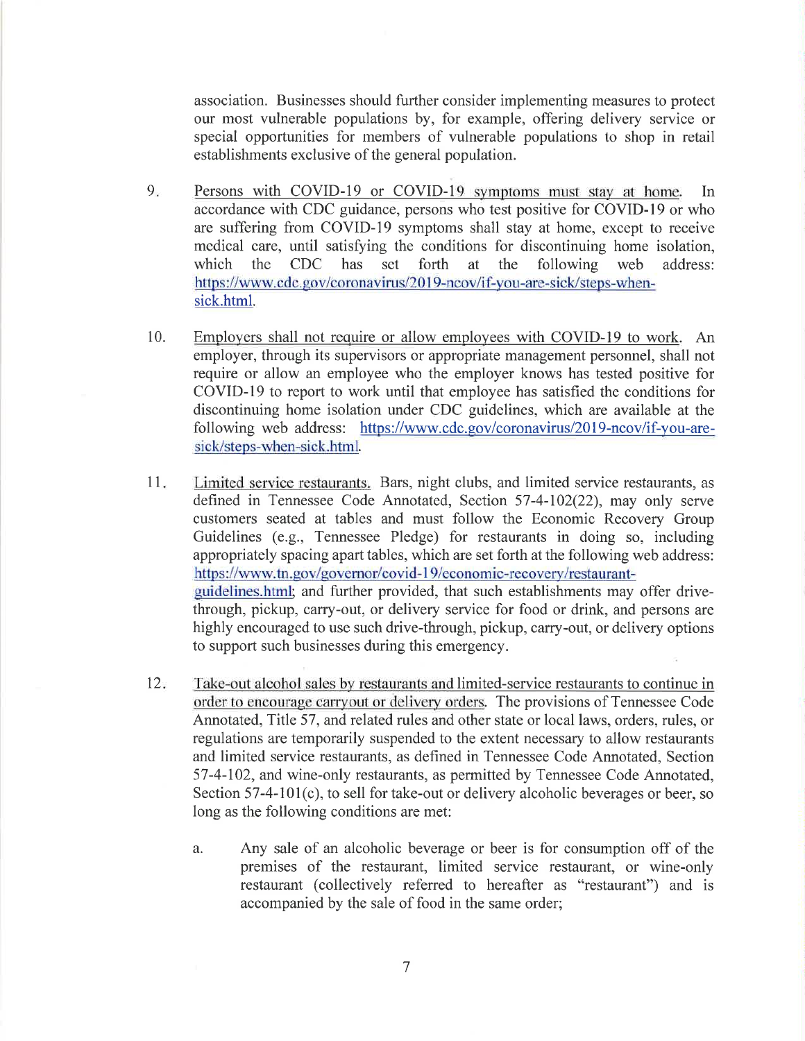association. Businesses should further consider implementing measures to protect our most vulnerable populations by, for example, offering delivery service or special opportunities for members of vulnerable populations to shop in retail establishments exclusive of the general population.

9. Persons with COVID-19 or COVID-19 symptoms must stay at home. In accordance with CDC guidance, persons who test positive for COVID-19 or who are suffering from COVID-19 symptoms shall stay at home, except to receive medical care, until satisfying the conditions for discontinuing home isolation, which the CDC has set forth at the following web address: https://www.cdc.gov/coronavirus/2019-ncov/if-you-are-sick/steps-when-sick.html.

10. Employers shall not require or allow employees with COVID-19 to work. An employer, through its supervisors or appropriate management personnel, shall not require or allow an employee who the employer knows has tested positive for COVID-19 to report to work until that employee has satisfied the conditions for discontinuing home isolation under CDC guidelines, which are available at the following web address: https://www.cdc.gov/coronavirus/2019-ncov/if-you-are-sick/steps-when-sick.html.

11. Limited service restaurants. Bars, night clubs, and limited service restaurants, as defined in Tennessee Code Annotated, Section 57-4-102(22), may only serve customers seated at tables and must follow the Economic Recovery Group Guidelines (e.g., Tennessee Pledge) for restaurants in doing so, including appropriately spacing apart tables, which are set forth at the following web address: https://www.tn.gov/governor/covid-19/economic-recovery/restaurant-guidelines.html; and further provided, that such establishments may offer drive-through, pickup, carry-out, or delivery service for food or drink, and persons are highly encouraged to use such drive-through, pickup, carry-out, or delivery options to support such businesses during this emergency.

12. Take-out alcohol sales by restaurants and limited-service restaurants to continue in order to encourage carryout or delivery orders. The provisions of Tennessee Code Annotated, Title 57, and related rules and other state or local laws, orders, rules, or regulations are temporarily suspended to the extent necessary to allow restaurants and limited service restaurants, as defined in Tennessee Code Annotated, Section 57-4-102, and wine-only restaurants, as permitted by Tennessee Code Annotated, Section 57-4-101(c), to sell for take-out or delivery alcoholic beverages or beer, so long as the following conditions are met:

    a. Any sale of an alcoholic beverage or beer is for consumption off of the premises of the restaurant, limited service restaurant, or wine-only restaurant (collectively referred to hereafter as "restaurant") and is accompanied by the sale of food in the same order;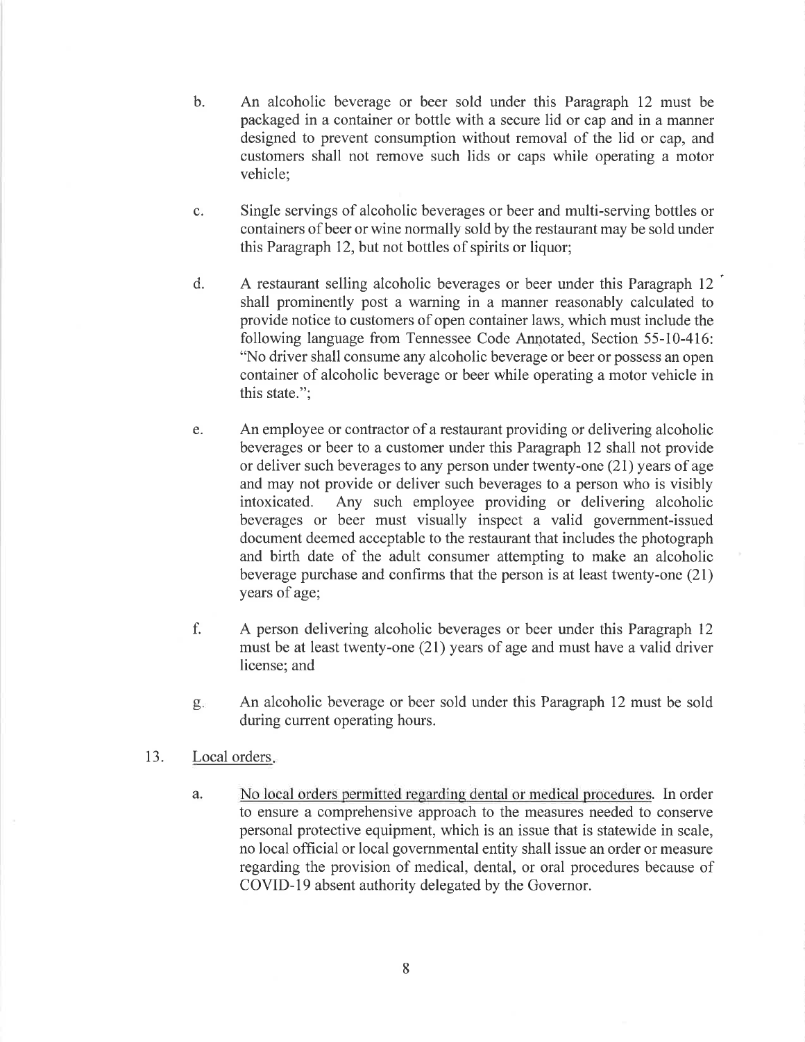b. An alcoholic beverage or beer sold under this Paragraph 12 must be packaged in a container or bottle with a secure lid or cap and in a manner designed to prevent consumption without removal of the lid or cap, and customers shall not remove such lids or caps while operating a motor vehicle;

c. Single servings of alcoholic beverages or beer and multi-serving bottles or containers of beer or wine normally sold by the restaurant may be sold under this Paragraph 12, but not bottles of spirits or liquor;

d. A restaurant selling alcoholic beverages or beer under this Paragraph 12 shall prominently post a warning in a manner reasonably calculated to provide notice to customers of open container laws, which must include the following language from Tennessee Code Annotated, Section 55-10-416: "No driver shall consume any alcoholic beverage or beer or possess an open container of alcoholic beverage or beer while operating a motor vehicle in this state.";

e. An employee or contractor of a restaurant providing or delivering alcoholic beverages or beer to a customer under this Paragraph 12 shall not provide or deliver such beverages to any person under twenty-one (21) years of age and may not provide or deliver such beverages to a person who is visibly intoxicated. Any such employee providing or delivering alcoholic beverages or beer must visually inspect a valid government-issued document deemed acceptable to the restaurant that includes the photograph and birth date of the adult consumer attempting to make an alcoholic beverage purchase and confirms that the person is at least twenty-one (21) years of age;

f. A person delivering alcoholic beverages or beer under this Paragraph 12 must be at least twenty-one (21) years of age and must have a valid driver license; and

g. An alcoholic beverage or beer sold under this Paragraph 12 must be sold during current operating hours.

13. Local orders.

a. No local orders permitted regarding dental or medical procedures. In order to ensure a comprehensive approach to the measures needed to conserve personal protective equipment, which is an issue that is statewide in scale, no local official or local governmental entity shall issue an order or measure regarding the provision of medical, dental, or oral procedures because of COVID-19 absent authority delegated by the Governor.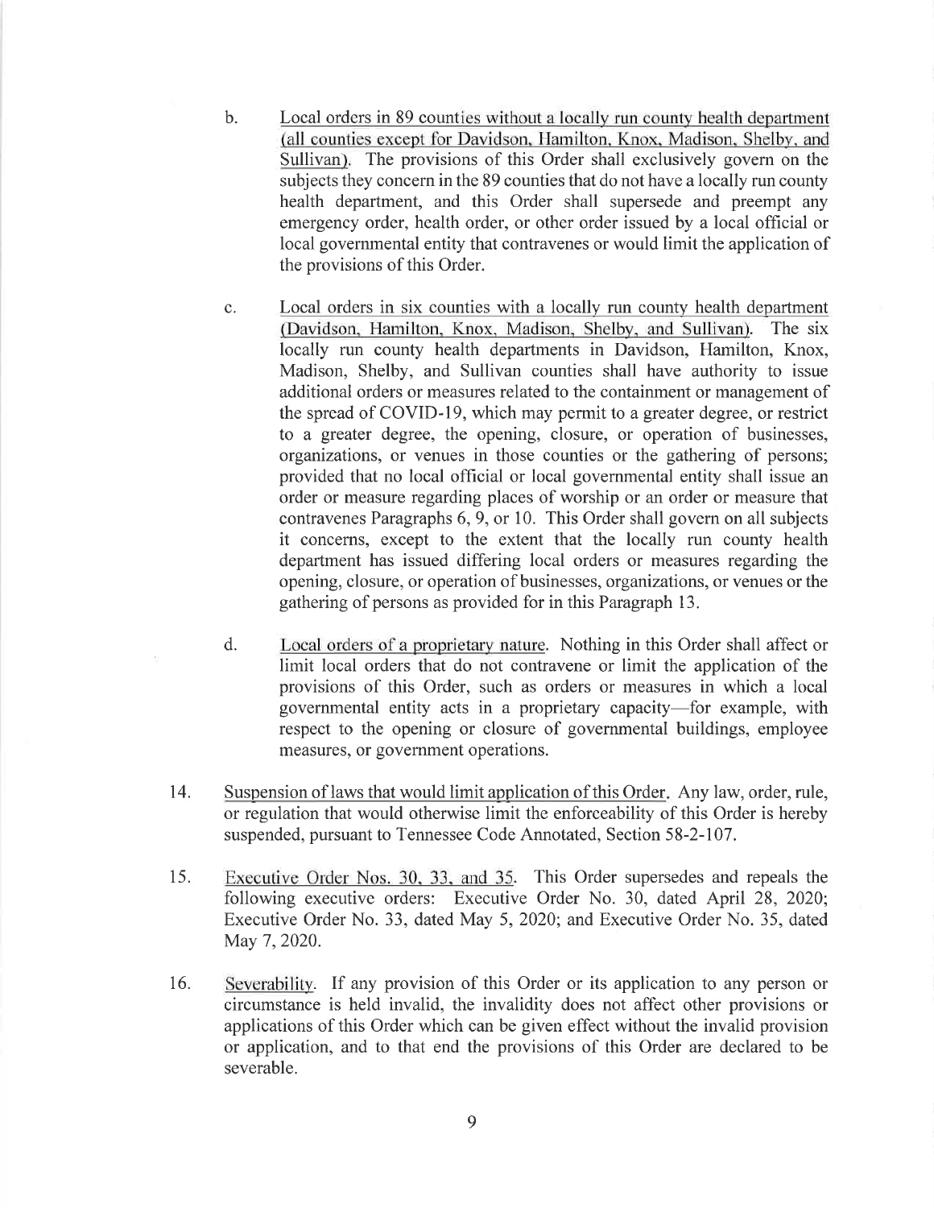b. Local orders in 89 counties without a locally run county health department (all counties except for Davidson, Hamilton, Knox, Madison, Shelby, and Sullivan). The provisions of this Order shall exclusively govern on the subjects they concern in the 89 counties that do not have a locally run county health department, and this Order shall supersede and preempt any emergency order, health order, or other order issued by a local official or local governmental entity that contravenes or would limit the application of the provisions of this Order.

c. Local orders in six counties with a locally run county health department (Davidson, Hamilton, Knox, Madison, Shelby, and Sullivan). The six locally run county health departments in Davidson, Hamilton, Knox, Madison, Shelby, and Sullivan counties shall have authority to issue additional orders or measures related to the containment or management of the spread of COVID-19, which may permit to a greater degree, or restrict to a greater degree, the opening, closure, or operation of businesses, organizations, or venues in those counties or the gathering of persons; provided that no local official or local governmental entity shall issue an order or measure regarding places of worship or an order or measure that contravenes Paragraphs 6, 9, or 10. This Order shall govern on all subjects it concerns, except to the extent that the locally run county health department has issued differing local orders or measures regarding the opening, closure, or operation of businesses, organizations, or venues or the gathering of persons as provided for in this Paragraph 13.

d. Local orders of a proprietary nature. Nothing in this Order shall affect or limit local orders that do not contravene or limit the application of the provisions of this Order, such as orders or measures in which a local governmental entity acts in a proprietary capacity—for example, with respect to the opening or closure of governmental buildings, employee measures, or government operations.

14. Suspension of laws that would limit application of this Order. Any law, order, rule, or regulation that would otherwise limit the enforceability of this Order is hereby suspended, pursuant to Tennessee Code Annotated, Section 58-2-107.

15. Executive Order Nos. 30, 33, and 35. This Order supersedes and repeals the following executive orders: Executive Order No. 30, dated April 28, 2020; Executive Order No. 33, dated May 5, 2020; and Executive Order No. 35, dated May 7, 2020.

16. Severability. If any provision of this Order or its application to any person or circumstance is held invalid, the invalidity does not affect other provisions or applications of this Order which can be given effect without the invalid provision or application, and to that end the provisions of this Order are declared to be severable.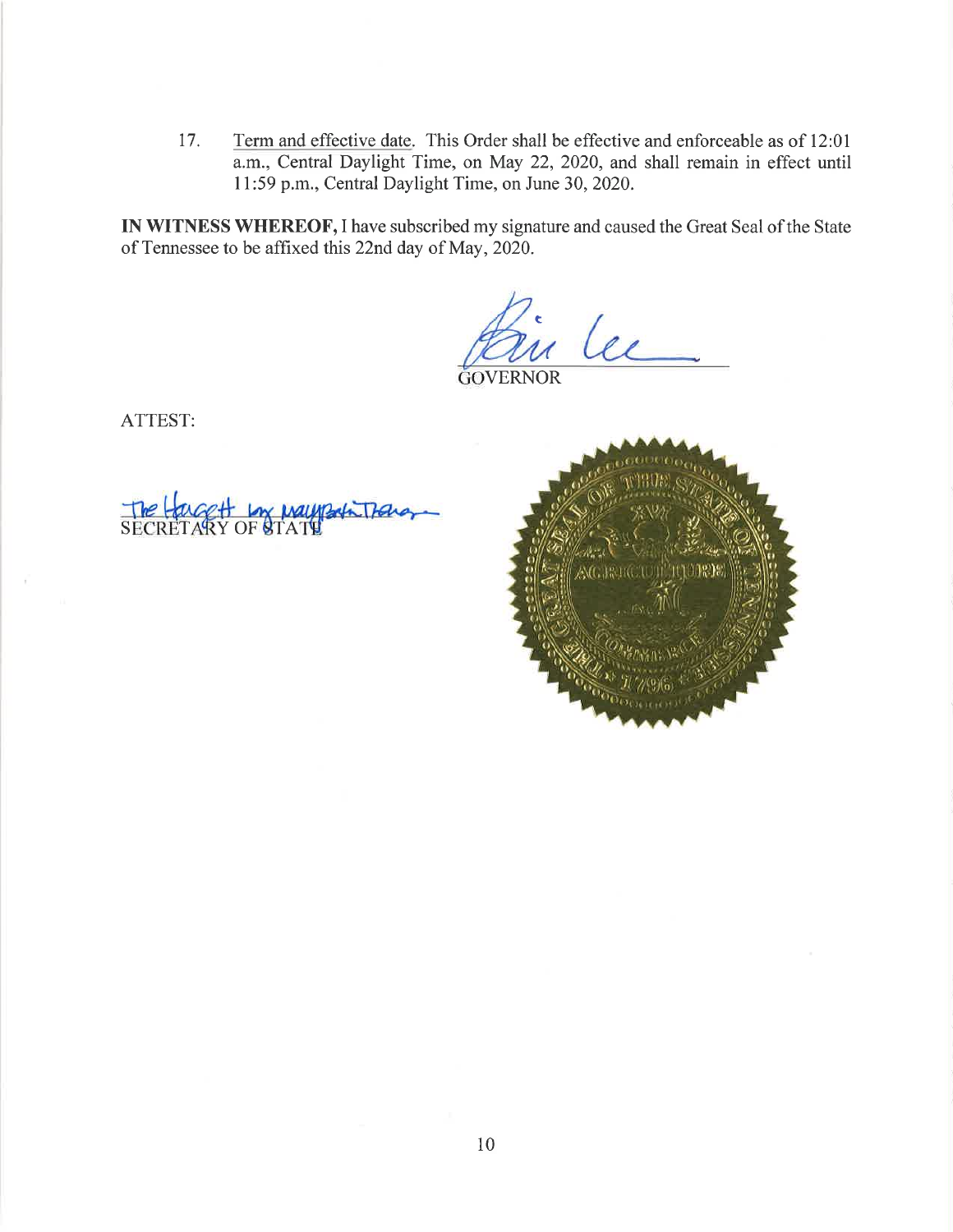17. Term and effective date. This Order shall be effective and enforceable as of 12:01 a.m., Central Daylight Time, on May 22, 2020, and shall remain in effect until 11:59 p.m., Central Daylight Time, on June 30, 2020.

**IN WITNESS WHEREOF,** I have subscribed my signature and caused the Great Seal of the State of Tennessee to be affixed this 22nd day of May, 2020.

GOVERNOR

ATTEST:

SECRETARY OF STATE